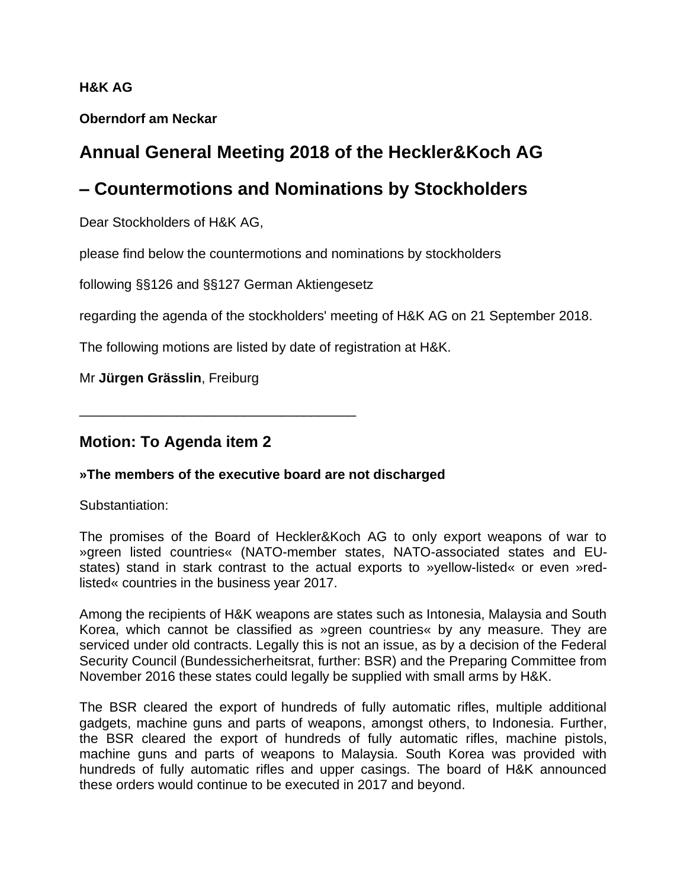**H&K AG**

**Oberndorf am Neckar**

# Annual General Meeting 2018 of the Heckler&Koch AG

# – Countermotions and Nominations by Stockholders

Dear Stockholders of H&K AG,

please find below the countermotions and nominations by stockholders

following §§126 and §§127 German Aktiengesetz

regarding the agenda of the stockholders' meeting of H&K AG on 21 September 2018.

The following motions are listed by date of registration at H&K.

Mr **Jürgen Grässlin**, Freiburg

---

## Motion: To Agenda item 2

**»The members of the executive board are not discharged**

Substantiation:

The promises of the Board of Heckler&Koch AG to only export weapons of war to »green listed countries« (NATO-member states, NATO-associated states and EU-states) stand in stark contrast to the actual exports to »yellow-listed« or even »red-listed« countries in the business year 2017.

Among the recipients of H&K weapons are states such as Intonesia, Malaysia and South Korea, which cannot be classified as »green countries« by any measure. They are serviced under old contracts. Legally this is not an issue, as by a decision of the Federal Security Council (Bundessicherheitsrat, further: BSR) and the Preparing Committee from November 2016 these states could legally be supplied with small arms by H&K.

The BSR cleared the export of hundreds of fully automatic rifles, multiple additional gadgets, machine guns and parts of weapons, amongst others, to Indonesia. Further, the BSR cleared the export of hundreds of fully automatic rifles, machine pistols, machine guns and parts of weapons to Malaysia. South Korea was provided with hundreds of fully automatic rifles and upper casings. The board of H&K announced these orders would continue to be executed in 2017 and beyond.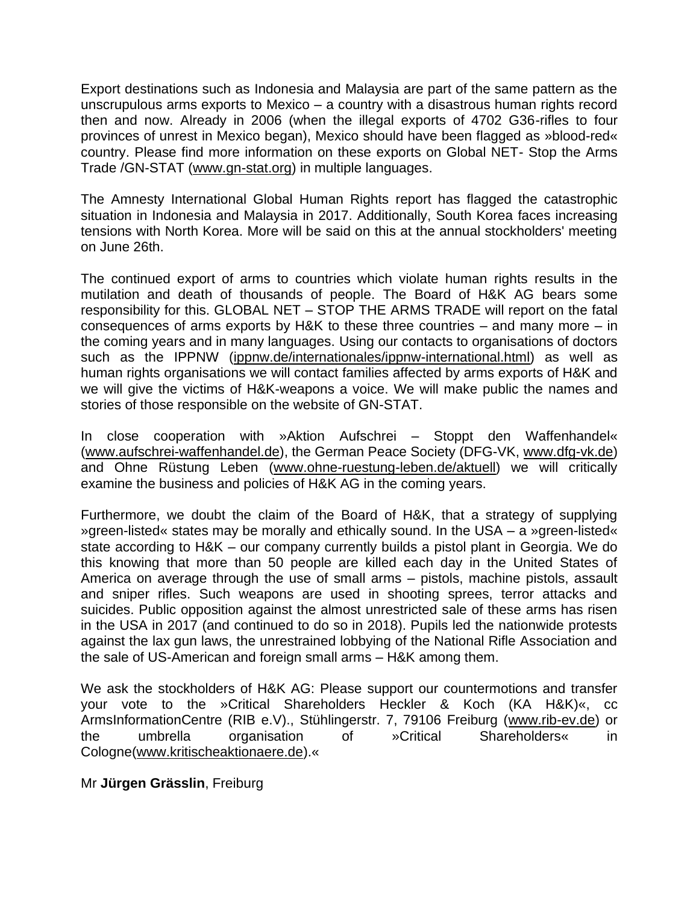Export destinations such as Indonesia and Malaysia are part of the same pattern as the unscrupulous arms exports to Mexico – a country with a disastrous human rights record then and now. Already in 2006 (when the illegal exports of 4702 G36-rifles to four provinces of unrest in Mexico began), Mexico should have been flagged as »blood-red« country. Please find more information on these exports on Global NET- Stop the Arms Trade /GN-STAT (www.gn-stat.org) in multiple languages.

The Amnesty International Global Human Rights report has flagged the catastrophic situation in Indonesia and Malaysia in 2017. Additionally, South Korea faces increasing tensions with North Korea. More will be said on this at the annual stockholders' meeting on June 26th.

The continued export of arms to countries which violate human rights results in the mutilation and death of thousands of people. The Board of H&K AG bears some responsibility for this. GLOBAL NET – STOP THE ARMS TRADE will report on the fatal consequences of arms exports by H&K to these three countries – and many more – in the coming years and in many languages. Using our contacts to organisations of doctors such as the IPPNW (ippnw.de/internationales/ippnw-international.html) as well as human rights organisations we will contact families affected by arms exports of H&K and we will give the victims of H&K-weapons a voice. We will make public the names and stories of those responsible on the website of GN-STAT.

In close cooperation with »Aktion Aufschrei – Stoppt den Waffenhandel« (www.aufschrei-waffenhandel.de), the German Peace Society (DFG-VK, www.dfg-vk.de) and Ohne Rüstung Leben (www.ohne-ruestung-leben.de/aktuell) we will critically examine the business and policies of H&K AG in the coming years.

Furthermore, we doubt the claim of the Board of H&K, that a strategy of supplying »green-listed« states may be morally and ethically sound. In the USA – a »green-listed« state according to H&K – our company currently builds a pistol plant in Georgia. We do this knowing that more than 50 people are killed each day in the United States of America on average through the use of small arms – pistols, machine pistols, assault and sniper rifles. Such weapons are used in shooting sprees, terror attacks and suicides. Public opposition against the almost unrestricted sale of these arms has risen in the USA in 2017 (and continued to do so in 2018). Pupils led the nationwide protests against the lax gun laws, the unrestrained lobbying of the National Rifle Association and the sale of US-American and foreign small arms – H&K among them.

We ask the stockholders of H&K AG: Please support our countermotions and transfer your vote to the »Critical Shareholders Heckler & Koch (KA H&K)«, cc ArmsInformationCentre (RIB e.V)., Stühlingerstr. 7, 79106 Freiburg (www.rib-ev.de) or the umbrella organisation of »Critical Shareholders« in Cologne(www.kritischeaktionaere.de).«

Mr **Jürgen Grässlin**, Freiburg